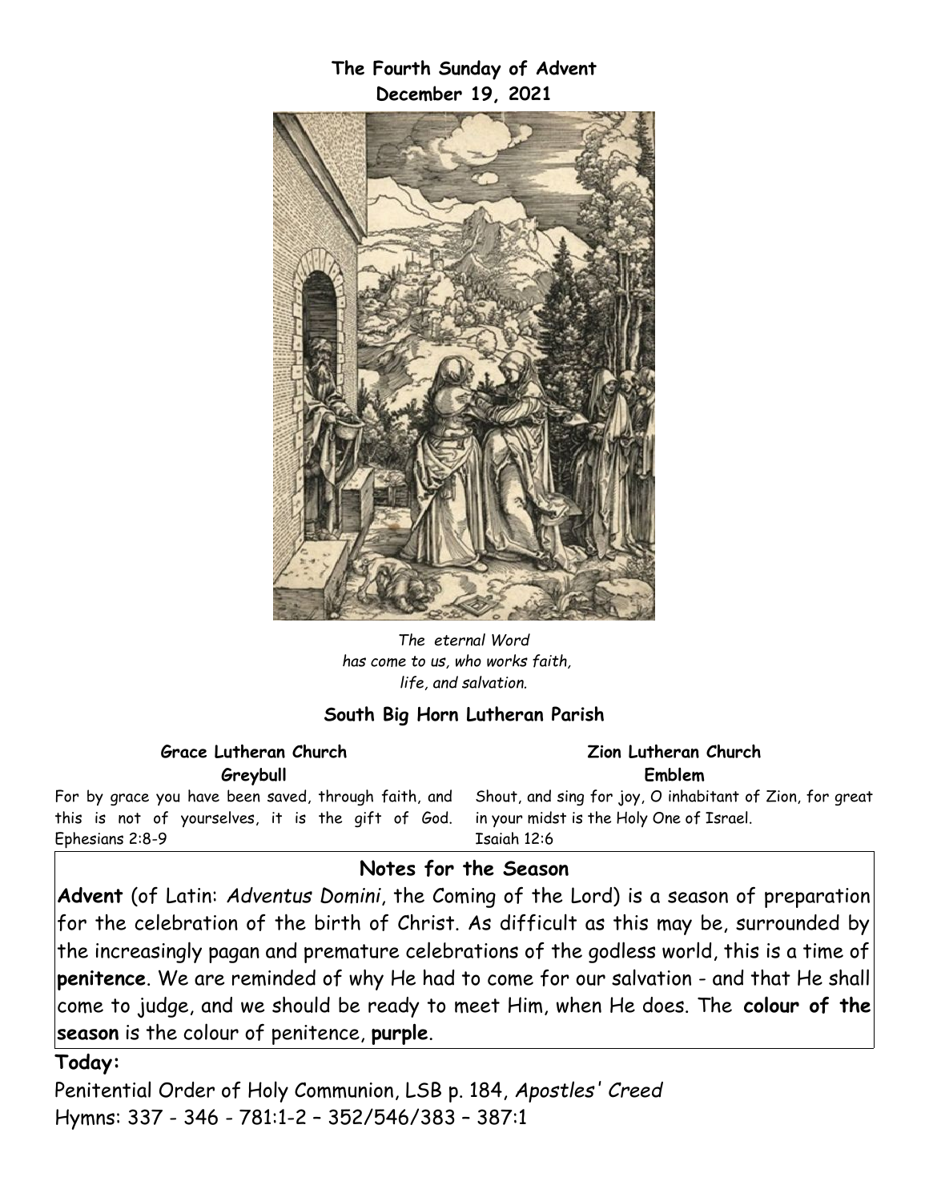**The Fourth Sunday of Advent**
**December 19, 2021**

*The eternal Word*
*has come to us, who works faith,*
*life, and salvation.*

**South Big Horn Lutheran Parish**

**Grace Lutheran Church**
**Greybull**

For by grace you have been saved, through faith, and this is not of yourselves, it is the gift of God. Ephesians 2:8-9

**Zion Lutheran Church**
**Emblem**

Shout, and sing for joy, O inhabitant of Zion, for great in your midst is the Holy One of Israel.
Isaiah 12:6

## Notes for the Season

**Advent** (of Latin: *Adventus Domini*, the Coming of the Lord) is a season of preparation for the celebration of the birth of Christ. As difficult as this may be, surrounded by the increasingly pagan and premature celebrations of the godless world, this is a time of **penitence**. We are reminded of why He had to come for our salvation - and that He shall come to judge, and we should be ready to meet Him, when He does. The **colour of the season** is the colour of penitence, **purple**.

**Today:**

Penitential Order of Holy Communion, LSB p. 184, *Apostles' Creed*
Hymns: 337 - 346 - 781:1-2 – 352/546/383 – 387:1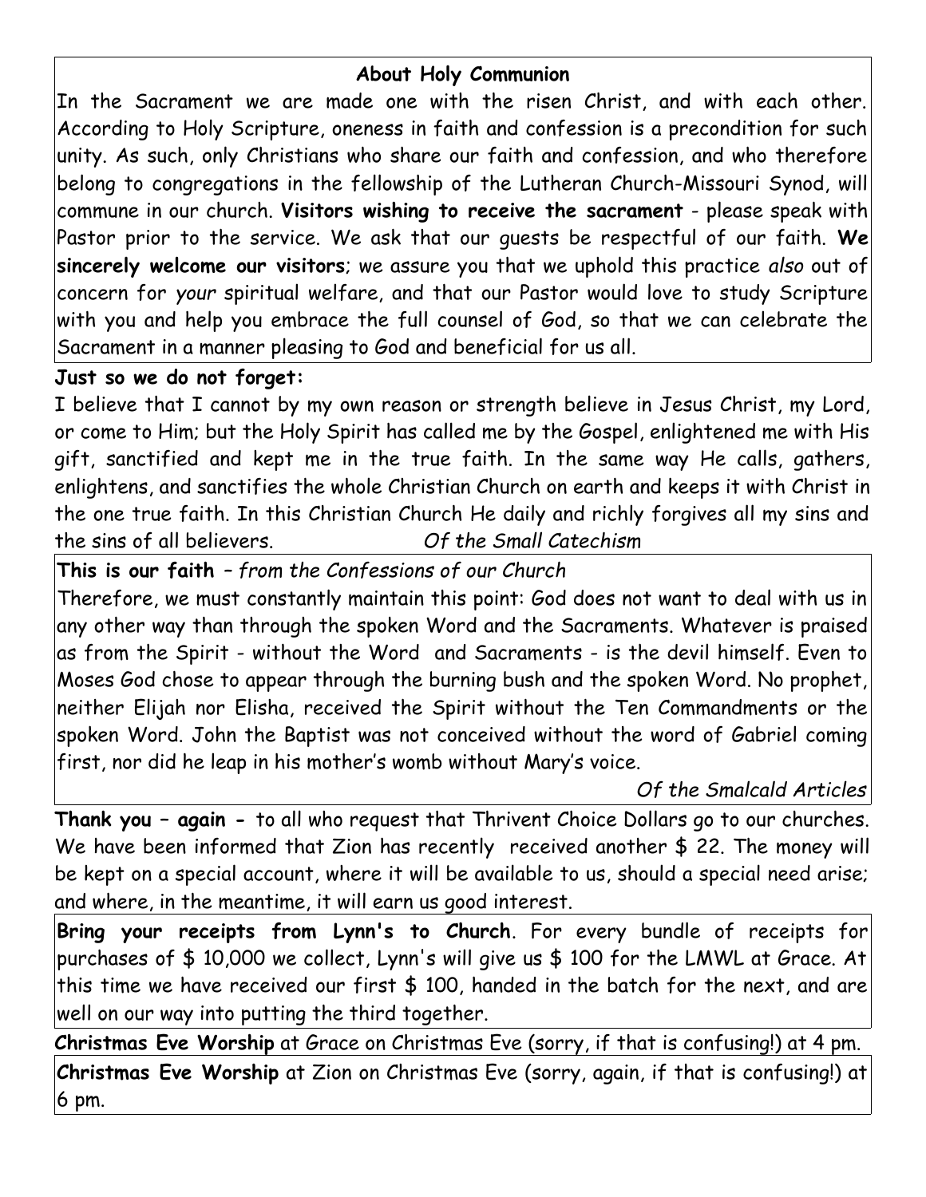## About Holy Communion

In the Sacrament we are made one with the risen Christ, and with each other. According to Holy Scripture, oneness in faith and confession is a precondition for such unity. As such, only Christians who share our faith and confession, and who therefore belong to congregations in the fellowship of the Lutheran Church-Missouri Synod, will commune in our church. **Visitors wishing to receive the sacrament** - please speak with Pastor prior to the service. We ask that our guests be respectful of our faith. **We sincerely welcome our visitors**; we assure you that we uphold this practice *also* out of concern for *your* spiritual welfare, and that our Pastor would love to study Scripture with you and help you embrace the full counsel of God, so that we can celebrate the Sacrament in a manner pleasing to God and beneficial for us all.

**Just so we do not forget:**

I believe that I cannot by my own reason or strength believe in Jesus Christ, my Lord, or come to Him; but the Holy Spirit has called me by the Gospel, enlightened me with His gift, sanctified and kept me in the true faith. In the same way He calls, gathers, enlightens, and sanctifies the whole Christian Church on earth and keeps it with Christ in the one true faith. In this Christian Church He daily and richly forgives all my sins and the sins of all believers. *Of the Small Catechism*

**This is our faith** – *from the Confessions of our Church*

Therefore, we must constantly maintain this point: God does not want to deal with us in any other way than through the spoken Word and the Sacraments. Whatever is praised as from the Spirit - without the Word and Sacraments - is the devil himself. Even to Moses God chose to appear through the burning bush and the spoken Word. No prophet, neither Elijah nor Elisha, received the Spirit without the Ten Commandments or the spoken Word. John the Baptist was not conceived without the word of Gabriel coming first, nor did he leap in his mother's womb without Mary's voice.

*Of the Smalcald Articles*

**Thank you – again -** to all who request that Thrivent Choice Dollars go to our churches. We have been informed that Zion has recently received another $ 22. The money will be kept on a special account, where it will be available to us, should a special need arise; and where, in the meantime, it will earn us good interest.

**Bring your receipts from Lynn's to Church**. For every bundle of receipts for purchases of $ 10,000 we collect, Lynn's will give us $ 100 for the LMWL at Grace. At this time we have received our first $ 100, handed in the batch for the next, and are well on our way into putting the third together.

**Christmas Eve Worship** at Grace on Christmas Eve (sorry, if that is confusing!) at 4 pm.

**Christmas Eve Worship** at Zion on Christmas Eve (sorry, again, if that is confusing!) at 6 pm.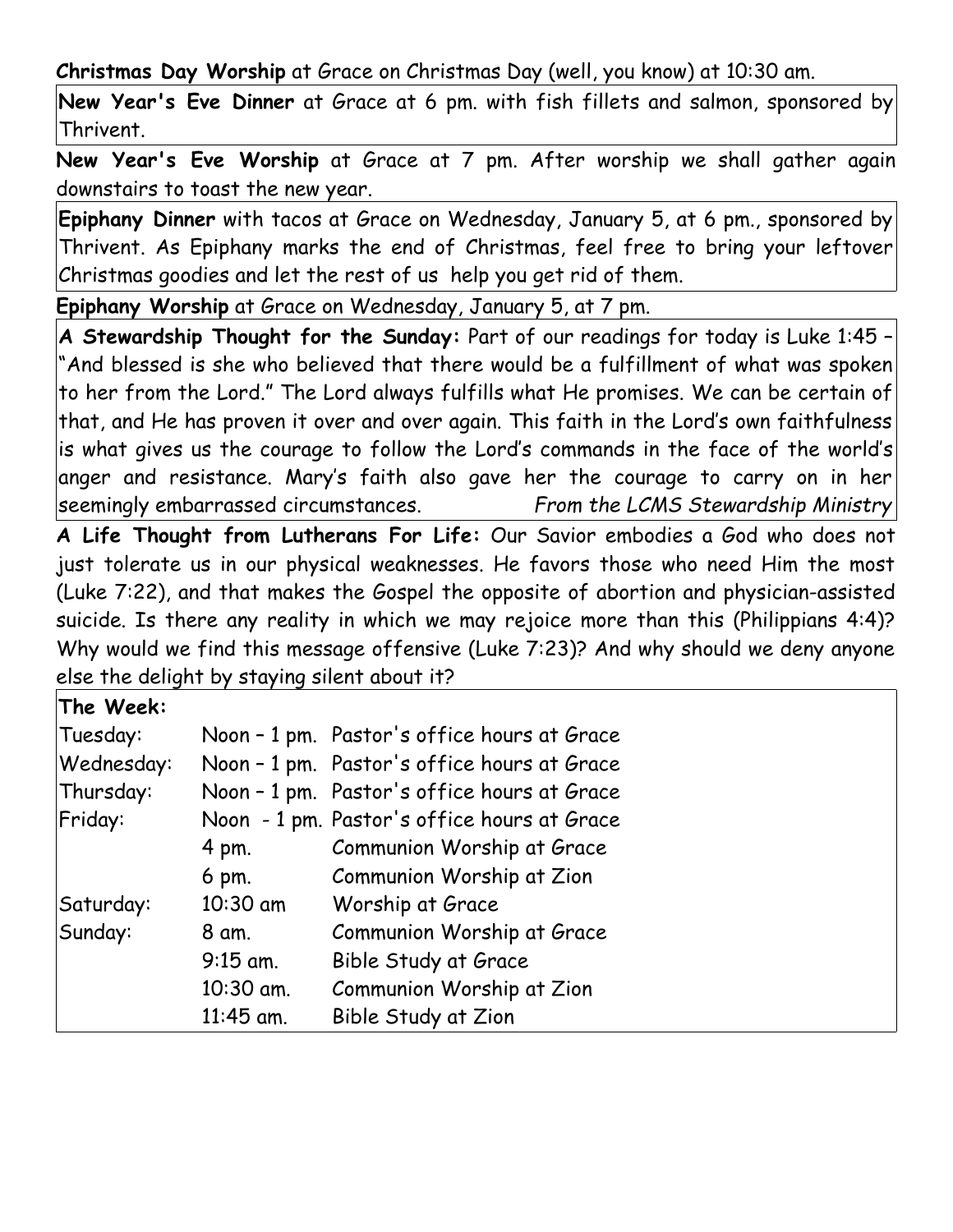**Christmas Day Worship** at Grace on Christmas Day (well, you know) at 10:30 am.

**New Year's Eve Dinner** at Grace at 6 pm. with fish fillets and salmon, sponsored by Thrivent.

**New Year's Eve Worship** at Grace at 7 pm. After worship we shall gather again downstairs to toast the new year.

**Epiphany Dinner** with tacos at Grace on Wednesday, January 5, at 6 pm., sponsored by Thrivent. As Epiphany marks the end of Christmas, feel free to bring your leftover Christmas goodies and let the rest of us help you get rid of them.

**Epiphany Worship** at Grace on Wednesday, January 5, at 7 pm.

**A Stewardship Thought for the Sunday:** Part of our readings for today is Luke 1:45 – "And blessed is she who believed that there would be a fulfillment of what was spoken to her from the Lord." The Lord always fulfills what He promises. We can be certain of that, and He has proven it over and over again. This faith in the Lord's own faithfulness is what gives us the courage to follow the Lord's commands in the face of the world's anger and resistance. Mary's faith also gave her the courage to carry on in her seemingly embarrassed circumstances. *From the LCMS Stewardship Ministry*

**A Life Thought from Lutherans For Life:** Our Savior embodies a God who does not just tolerate us in our physical weaknesses. He favors those who need Him the most (Luke 7:22), and that makes the Gospel the opposite of abortion and physician-assisted suicide. Is there any reality in which we may rejoice more than this (Philippians 4:4)? Why would we find this message offensive (Luke 7:23)? And why should we deny anyone else the delight by staying silent about it?

**The Week:**

| | | |
|---|---|---|
| Tuesday: | Noon – 1 pm. | Pastor's office hours at Grace |
| Wednesday: | Noon – 1 pm. | Pastor's office hours at Grace |
| Thursday: | Noon – 1 pm. | Pastor's office hours at Grace |
| Friday: | Noon - 1 pm. | Pastor's office hours at Grace |
| | 4 pm. | Communion Worship at Grace |
| | 6 pm. | Communion Worship at Zion |
| Saturday: | 10:30 am | Worship at Grace |
| Sunday: | 8 am. | Communion Worship at Grace |
| | 9:15 am. | Bible Study at Grace |
| | 10:30 am. | Communion Worship at Zion |
| | 11:45 am. | Bible Study at Zion |